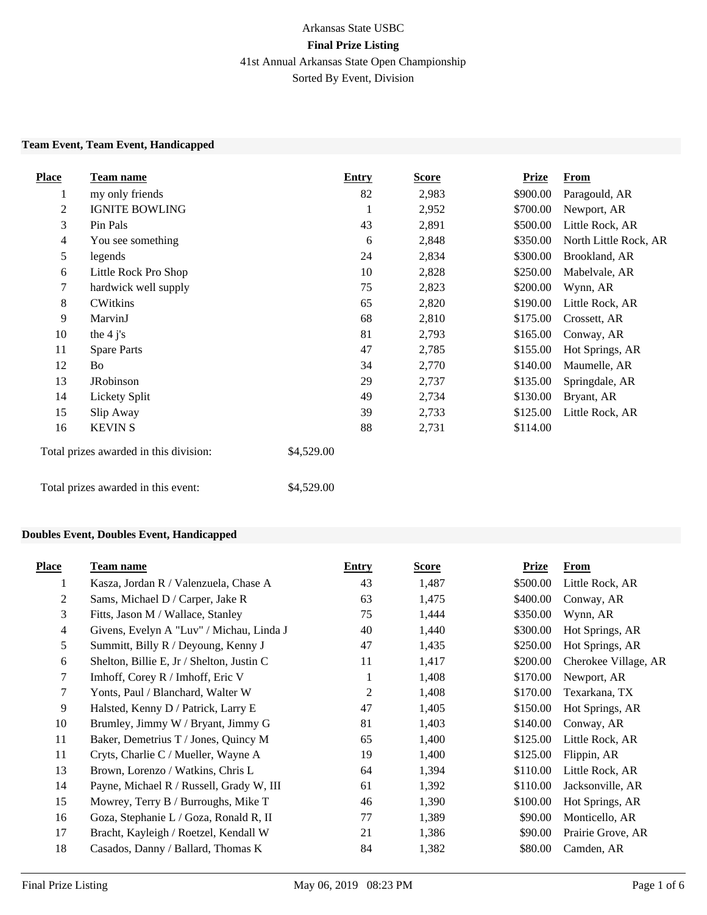Arkansas State USBC

**Final Prize Listing**

41st Annual Arkansas State Open Championship

Sorted By Event, Division

### Team Event, Team Event, Handicapped

| Place | Team name | Entry | Score | Prize | From |
|---|---|---|---|---|---|
| 1 | my only friends | 82 | 2,983 | $900.00 | Paragould, AR |
| 2 | IGNITE BOWLING | 1 | 2,952 | $700.00 | Newport, AR |
| 3 | Pin Pals | 43 | 2,891 | $500.00 | Little Rock, AR |
| 4 | You see something | 6 | 2,848 | $350.00 | North Little Rock, AR |
| 5 | legends | 24 | 2,834 | $300.00 | Brookland, AR |
| 6 | Little Rock Pro Shop | 10 | 2,828 | $250.00 | Mabelvale, AR |
| 7 | hardwick well supply | 75 | 2,823 | $200.00 | Wynn, AR |
| 8 | CWitkins | 65 | 2,820 | $190.00 | Little Rock, AR |
| 9 | MarvinJ | 68 | 2,810 | $175.00 | Crossett, AR |
| 10 | the 4 j's | 81 | 2,793 | $165.00 | Conway, AR |
| 11 | Spare Parts | 47 | 2,785 | $155.00 | Hot Springs, AR |
| 12 | Bo | 34 | 2,770 | $140.00 | Maumelle, AR |
| 13 | JRobinson | 29 | 2,737 | $135.00 | Springdale, AR |
| 14 | Lickety Split | 49 | 2,734 | $130.00 | Bryant, AR |
| 15 | Slip Away | 39 | 2,733 | $125.00 | Little Rock, AR |
| 16 | KEVIN S | 88 | 2,731 | $114.00 | |

Total prizes awarded in this division: $4,529.00

Total prizes awarded in this event: $4,529.00

### Doubles Event, Doubles Event, Handicapped

| Place | Team name | Entry | Score | Prize | From |
|---|---|---|---|---|---|
| 1 | Kasza, Jordan R / Valenzuela, Chase A | 43 | 1,487 | $500.00 | Little Rock, AR |
| 2 | Sams, Michael D / Carper, Jake R | 63 | 1,475 | $400.00 | Conway, AR |
| 3 | Fitts, Jason M / Wallace, Stanley | 75 | 1,444 | $350.00 | Wynn, AR |
| 4 | Givens, Evelyn A "Luv" / Michau, Linda J | 40 | 1,440 | $300.00 | Hot Springs, AR |
| 5 | Summitt, Billy R / Deyoung, Kenny J | 47 | 1,435 | $250.00 | Hot Springs, AR |
| 6 | Shelton, Billie E, Jr / Shelton, Justin C | 11 | 1,417 | $200.00 | Cherokee Village, AR |
| 7 | Imhoff, Corey R / Imhoff, Eric V | 1 | 1,408 | $170.00 | Newport, AR |
| 7 | Yonts, Paul / Blanchard, Walter W | 2 | 1,408 | $170.00 | Texarkana, TX |
| 9 | Halsted, Kenny D / Patrick, Larry E | 47 | 1,405 | $150.00 | Hot Springs, AR |
| 10 | Brumley, Jimmy W / Bryant, Jimmy G | 81 | 1,403 | $140.00 | Conway, AR |
| 11 | Baker, Demetrius T / Jones, Quincy M | 65 | 1,400 | $125.00 | Little Rock, AR |
| 11 | Cryts, Charlie C / Mueller, Wayne A | 19 | 1,400 | $125.00 | Flippin, AR |
| 13 | Brown, Lorenzo / Watkins, Chris L | 64 | 1,394 | $110.00 | Little Rock, AR |
| 14 | Payne, Michael R / Russell, Grady W, III | 61 | 1,392 | $110.00 | Jacksonville, AR |
| 15 | Mowrey, Terry B / Burroughs, Mike T | 46 | 1,390 | $100.00 | Hot Springs, AR |
| 16 | Goza, Stephanie L / Goza, Ronald R, II | 77 | 1,389 | $90.00 | Monticello, AR |
| 17 | Bracht, Kayleigh / Roetzel, Kendall W | 21 | 1,386 | $90.00 | Prairie Grove, AR |
| 18 | Casados, Danny / Ballard, Thomas K | 84 | 1,382 | $80.00 | Camden, AR |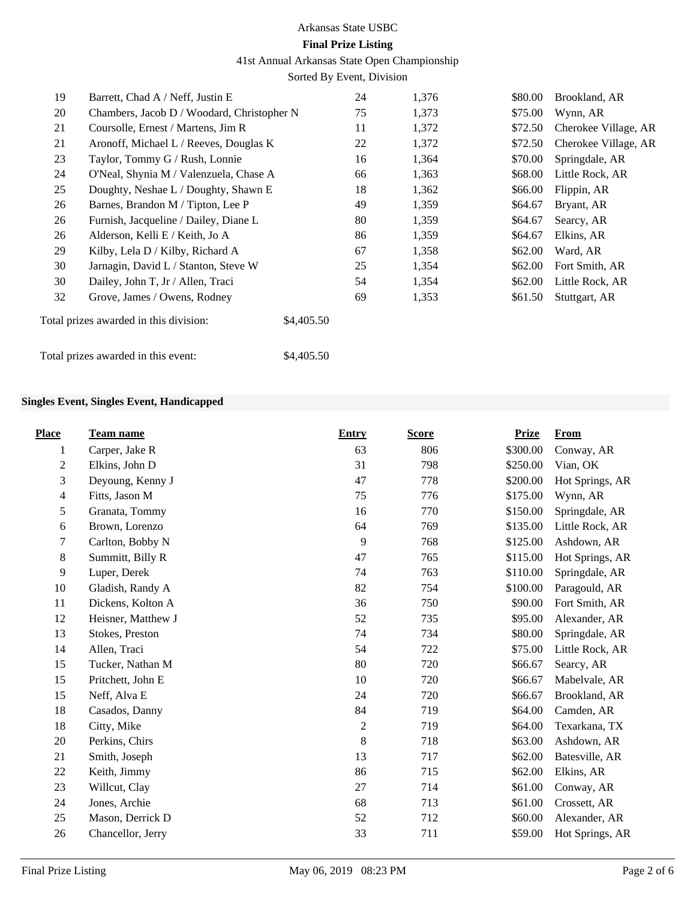| Place | Team name | Entry | Score | Prize | From |
|---|---|---|---|---|---|
| 19 | Barrett, Chad A / Neff, Justin E | 24 | 1,376 | $80.00 | Brookland, AR |
| 20 | Chambers, Jacob D / Woodard, Christopher N | 75 | 1,373 | $75.00 | Wynn, AR |
| 21 | Coursolle, Ernest / Martens, Jim R | 11 | 1,372 | $72.50 | Cherokee Village, AR |
| 21 | Aronoff, Michael L / Reeves, Douglas K | 22 | 1,372 | $72.50 | Cherokee Village, AR |
| 23 | Taylor, Tommy G / Rush, Lonnie | 16 | 1,364 | $70.00 | Springdale, AR |
| 24 | O'Neal, Shynia M / Valenzuela, Chase A | 66 | 1,363 | $68.00 | Little Rock, AR |
| 25 | Doughty, Neshae L / Doughty, Shawn E | 18 | 1,362 | $66.00 | Flippin, AR |
| 26 | Barnes, Brandon M / Tipton, Lee P | 49 | 1,359 | $64.67 | Bryant, AR |
| 26 | Furnish, Jacqueline / Dailey, Diane L | 80 | 1,359 | $64.67 | Searcy, AR |
| 26 | Alderson, Kelli E / Keith, Jo A | 86 | 1,359 | $64.67 | Elkins, AR |
| 29 | Kilby, Lela D / Kilby, Richard A | 67 | 1,358 | $62.00 | Ward, AR |
| 30 | Jarnagin, David L / Stanton, Steve W | 25 | 1,354 | $62.00 | Fort Smith, AR |
| 30 | Dailey, John T, Jr / Allen, Traci | 54 | 1,354 | $62.00 | Little Rock, AR |
| 32 | Grove, James / Owens, Rodney | 69 | 1,353 | $61.50 | Stuttgart, AR |

Total prizes awarded in this division: $4,405.50

Total prizes awarded in this event: $4,405.50

**Singles Event, Singles Event, Handicapped**

| Place | Team name | Entry | Score | Prize | From |
|---|---|---|---|---|---|
| 1 | Carper, Jake R | 63 | 806 | $300.00 | Conway, AR |
| 2 | Elkins, John D | 31 | 798 | $250.00 | Vian, OK |
| 3 | Deyoung, Kenny J | 47 | 778 | $200.00 | Hot Springs, AR |
| 4 | Fitts, Jason M | 75 | 776 | $175.00 | Wynn, AR |
| 5 | Granata, Tommy | 16 | 770 | $150.00 | Springdale, AR |
| 6 | Brown, Lorenzo | 64 | 769 | $135.00 | Little Rock, AR |
| 7 | Carlton, Bobby N | 9 | 768 | $125.00 | Ashdown, AR |
| 8 | Summitt, Billy R | 47 | 765 | $115.00 | Hot Springs, AR |
| 9 | Luper, Derek | 74 | 763 | $110.00 | Springdale, AR |
| 10 | Gladish, Randy A | 82 | 754 | $100.00 | Paragould, AR |
| 11 | Dickens, Kolton A | 36 | 750 | $90.00 | Fort Smith, AR |
| 12 | Heisner, Matthew J | 52 | 735 | $95.00 | Alexander, AR |
| 13 | Stokes, Preston | 74 | 734 | $80.00 | Springdale, AR |
| 14 | Allen, Traci | 54 | 722 | $75.00 | Little Rock, AR |
| 15 | Tucker, Nathan M | 80 | 720 | $66.67 | Searcy, AR |
| 15 | Pritchett, John E | 10 | 720 | $66.67 | Mabelvale, AR |
| 15 | Neff, Alva E | 24 | 720 | $66.67 | Brookland, AR |
| 18 | Casados, Danny | 84 | 719 | $64.00 | Camden, AR |
| 18 | Citty, Mike | 2 | 719 | $64.00 | Texarkana, TX |
| 20 | Perkins, Chirs | 8 | 718 | $63.00 | Ashdown, AR |
| 21 | Smith, Joseph | 13 | 717 | $62.00 | Batesville, AR |
| 22 | Keith, Jimmy | 86 | 715 | $62.00 | Elkins, AR |
| 23 | Willcut, Clay | 27 | 714 | $61.00 | Conway, AR |
| 24 | Jones, Archie | 68 | 713 | $61.00 | Crossett, AR |
| 25 | Mason, Derrick D | 52 | 712 | $60.00 | Alexander, AR |
| 26 | Chancellor, Jerry | 33 | 711 | $59.00 | Hot Springs, AR |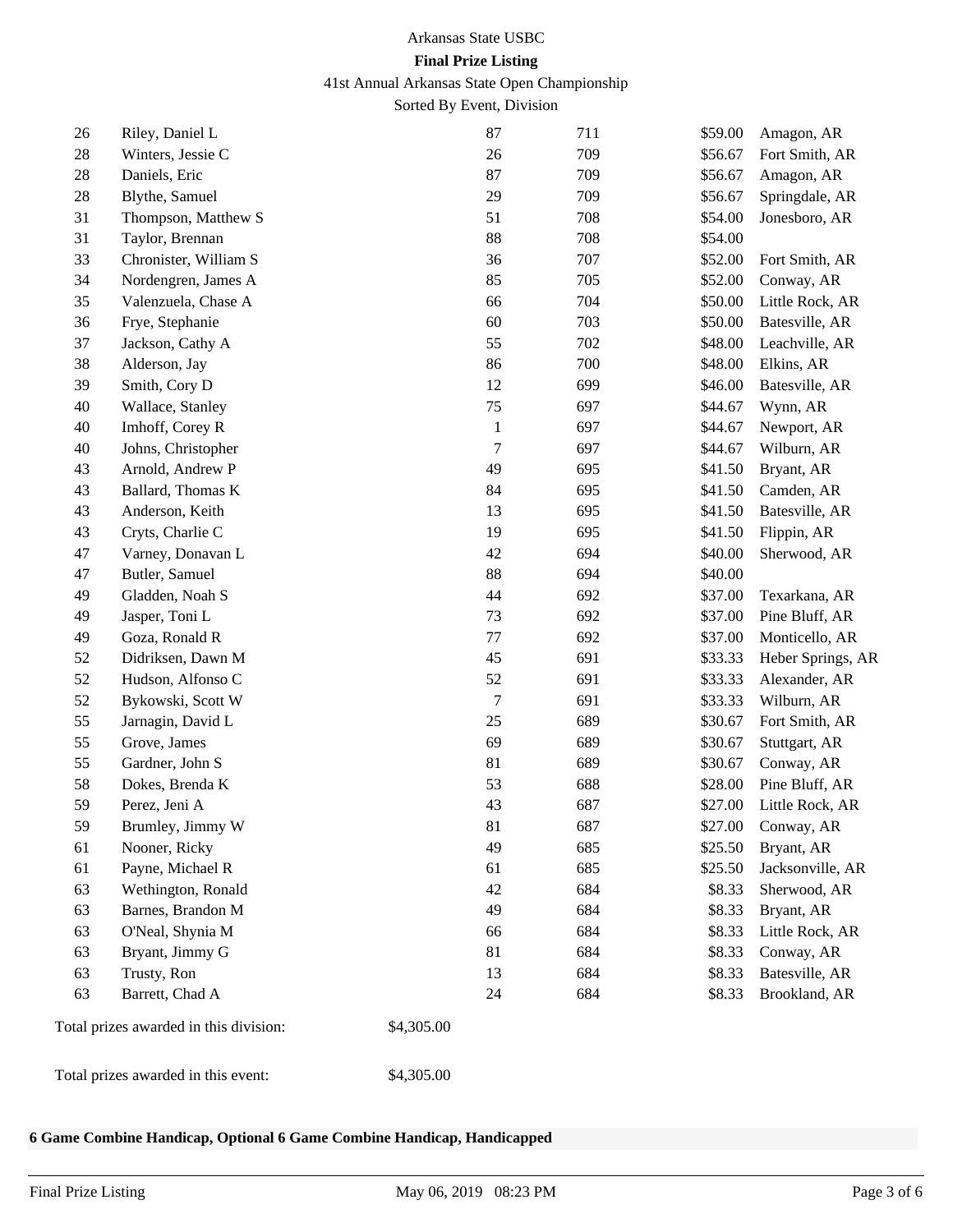Arkansas State USBC

**Final Prize Listing**

41st Annual Arkansas State Open Championship

Sorted By Event, Division

| | | | | | |
|---|---|---|---|---|---|
| 26 | Riley, Daniel L | 87 | 711 | $59.00 | Amagon, AR |
| 28 | Winters, Jessie C | 26 | 709 | $56.67 | Fort Smith, AR |
| 28 | Daniels, Eric | 87 | 709 | $56.67 | Amagon, AR |
| 28 | Blythe, Samuel | 29 | 709 | $56.67 | Springdale, AR |
| 31 | Thompson, Matthew S | 51 | 708 | $54.00 | Jonesboro, AR |
| 31 | Taylor, Brennan | 88 | 708 | $54.00 | |
| 33 | Chronister, William S | 36 | 707 | $52.00 | Fort Smith, AR |
| 34 | Nordengren, James A | 85 | 705 | $52.00 | Conway, AR |
| 35 | Valenzuela, Chase A | 66 | 704 | $50.00 | Little Rock, AR |
| 36 | Frye, Stephanie | 60 | 703 | $50.00 | Batesville, AR |
| 37 | Jackson, Cathy A | 55 | 702 | $48.00 | Leachville, AR |
| 38 | Alderson, Jay | 86 | 700 | $48.00 | Elkins, AR |
| 39 | Smith, Cory D | 12 | 699 | $46.00 | Batesville, AR |
| 40 | Wallace, Stanley | 75 | 697 | $44.67 | Wynn, AR |
| 40 | Imhoff, Corey R | 1 | 697 | $44.67 | Newport, AR |
| 40 | Johns, Christopher | 7 | 697 | $44.67 | Wilburn, AR |
| 43 | Arnold, Andrew P | 49 | 695 | $41.50 | Bryant, AR |
| 43 | Ballard, Thomas K | 84 | 695 | $41.50 | Camden, AR |
| 43 | Anderson, Keith | 13 | 695 | $41.50 | Batesville, AR |
| 43 | Cryts, Charlie C | 19 | 695 | $41.50 | Flippin, AR |
| 47 | Varney, Donavan L | 42 | 694 | $40.00 | Sherwood, AR |
| 47 | Butler, Samuel | 88 | 694 | $40.00 | |
| 49 | Gladden, Noah S | 44 | 692 | $37.00 | Texarkana, AR |
| 49 | Jasper, Toni L | 73 | 692 | $37.00 | Pine Bluff, AR |
| 49 | Goza, Ronald R | 77 | 692 | $37.00 | Monticello, AR |
| 52 | Didriksen, Dawn M | 45 | 691 | $33.33 | Heber Springs, AR |
| 52 | Hudson, Alfonso C | 52 | 691 | $33.33 | Alexander, AR |
| 52 | Bykowski, Scott W | 7 | 691 | $33.33 | Wilburn, AR |
| 55 | Jarnagin, David L | 25 | 689 | $30.67 | Fort Smith, AR |
| 55 | Grove, James | 69 | 689 | $30.67 | Stuttgart, AR |
| 55 | Gardner, John S | 81 | 689 | $30.67 | Conway, AR |
| 58 | Dokes, Brenda K | 53 | 688 | $28.00 | Pine Bluff, AR |
| 59 | Perez, Jeni A | 43 | 687 | $27.00 | Little Rock, AR |
| 59 | Brumley, Jimmy W | 81 | 687 | $27.00 | Conway, AR |
| 61 | Nooner, Ricky | 49 | 685 | $25.50 | Bryant, AR |
| 61 | Payne, Michael R | 61 | 685 | $25.50 | Jacksonville, AR |
| 63 | Wethington, Ronald | 42 | 684 | $8.33 | Sherwood, AR |
| 63 | Barnes, Brandon M | 49 | 684 | $8.33 | Bryant, AR |
| 63 | O'Neal, Shynia M | 66 | 684 | $8.33 | Little Rock, AR |
| 63 | Bryant, Jimmy G | 81 | 684 | $8.33 | Conway, AR |
| 63 | Trusty, Ron | 13 | 684 | $8.33 | Batesville, AR |
| 63 | Barrett, Chad A | 24 | 684 | $8.33 | Brookland, AR |

Total prizes awarded in this division: $4,305.00

Total prizes awarded in this event: $4,305.00

**6 Game Combine Handicap, Optional 6 Game Combine Handicap, Handicapped**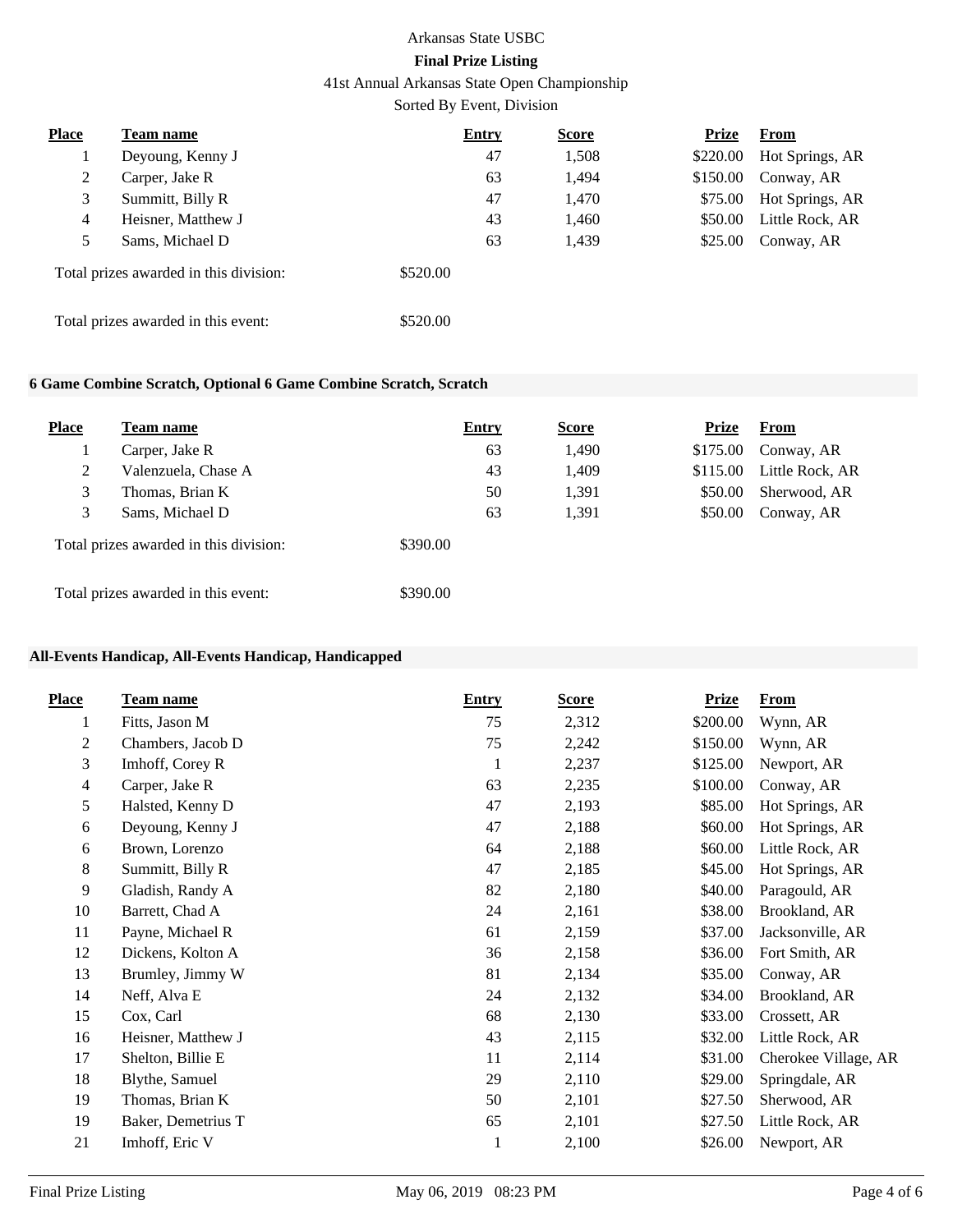Arkansas State USBC

**Final Prize Listing**

41st Annual Arkansas State Open Championship

Sorted By Event, Division

| Place | Team name | Entry | Score | Prize | From |
|---|---|---|---|---|---|
| 1 | Deyoung, Kenny J | 47 | 1,508 | $220.00 | Hot Springs, AR |
| 2 | Carper, Jake R | 63 | 1,494 | $150.00 | Conway, AR |
| 3 | Summitt, Billy R | 47 | 1,470 | $75.00 | Hot Springs, AR |
| 4 | Heisner, Matthew J | 43 | 1,460 | $50.00 | Little Rock, AR |
| 5 | Sams, Michael D | 63 | 1,439 | $25.00 | Conway, AR |

Total prizes awarded in this division: $520.00

Total prizes awarded in this event: $520.00

### 6 Game Combine Scratch, Optional 6 Game Combine Scratch, Scratch

| Place | Team name | Entry | Score | Prize | From |
|---|---|---|---|---|---|
| 1 | Carper, Jake R | 63 | 1,490 | $175.00 | Conway, AR |
| 2 | Valenzuela, Chase A | 43 | 1,409 | $115.00 | Little Rock, AR |
| 3 | Thomas, Brian K | 50 | 1,391 | $50.00 | Sherwood, AR |
| 3 | Sams, Michael D | 63 | 1,391 | $50.00 | Conway, AR |

Total prizes awarded in this division: $390.00

Total prizes awarded in this event: $390.00

### All-Events Handicap, All-Events Handicap, Handicapped

| Place | Team name | Entry | Score | Prize | From |
|---|---|---|---|---|---|
| 1 | Fitts, Jason M | 75 | 2,312 | $200.00 | Wynn, AR |
| 2 | Chambers, Jacob D | 75 | 2,242 | $150.00 | Wynn, AR |
| 3 | Imhoff, Corey R | 1 | 2,237 | $125.00 | Newport, AR |
| 4 | Carper, Jake R | 63 | 2,235 | $100.00 | Conway, AR |
| 5 | Halsted, Kenny D | 47 | 2,193 | $85.00 | Hot Springs, AR |
| 6 | Deyoung, Kenny J | 47 | 2,188 | $60.00 | Hot Springs, AR |
| 6 | Brown, Lorenzo | 64 | 2,188 | $60.00 | Little Rock, AR |
| 8 | Summitt, Billy R | 47 | 2,185 | $45.00 | Hot Springs, AR |
| 9 | Gladish, Randy A | 82 | 2,180 | $40.00 | Paragould, AR |
| 10 | Barrett, Chad A | 24 | 2,161 | $38.00 | Brookland, AR |
| 11 | Payne, Michael R | 61 | 2,159 | $37.00 | Jacksonville, AR |
| 12 | Dickens, Kolton A | 36 | 2,158 | $36.00 | Fort Smith, AR |
| 13 | Brumley, Jimmy W | 81 | 2,134 | $35.00 | Conway, AR |
| 14 | Neff, Alva E | 24 | 2,132 | $34.00 | Brookland, AR |
| 15 | Cox, Carl | 68 | 2,130 | $33.00 | Crossett, AR |
| 16 | Heisner, Matthew J | 43 | 2,115 | $32.00 | Little Rock, AR |
| 17 | Shelton, Billie E | 11 | 2,114 | $31.00 | Cherokee Village, AR |
| 18 | Blythe, Samuel | 29 | 2,110 | $29.00 | Springdale, AR |
| 19 | Thomas, Brian K | 50 | 2,101 | $27.50 | Sherwood, AR |
| 19 | Baker, Demetrius T | 65 | 2,101 | $27.50 | Little Rock, AR |
| 21 | Imhoff, Eric V | 1 | 2,100 | $26.00 | Newport, AR |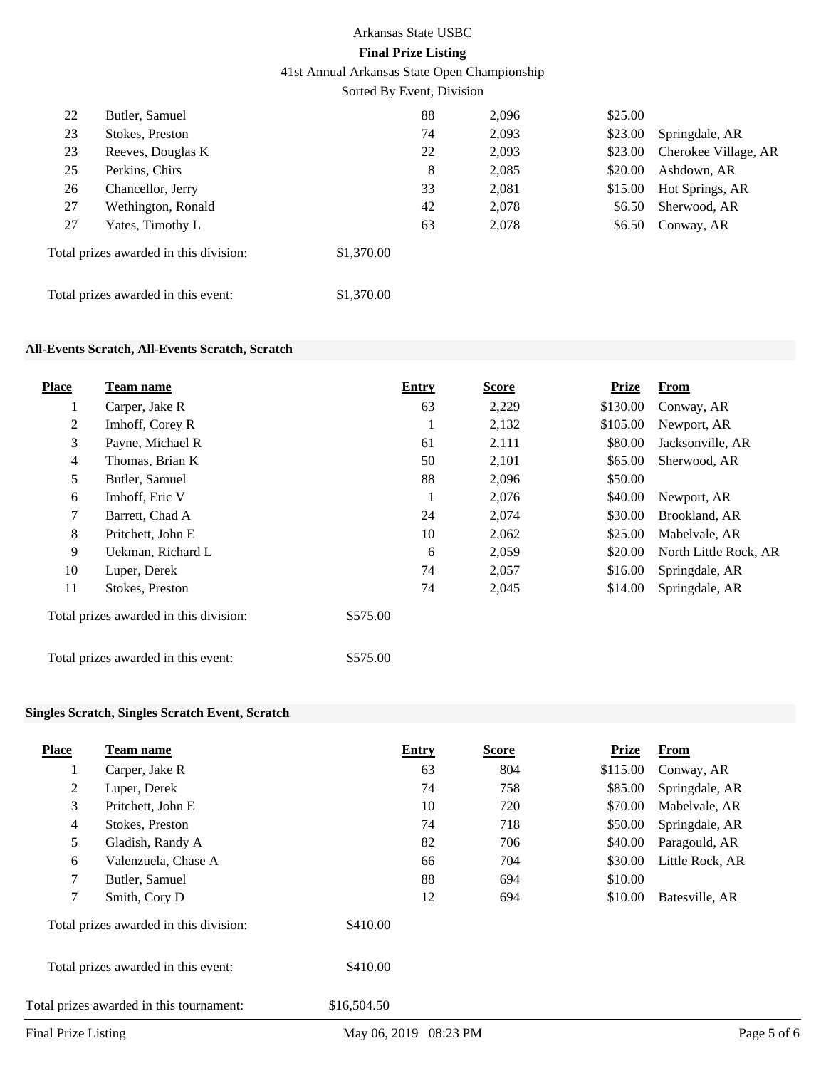| Place | Team name | Entry | Score | Prize | From |
|---|---|---|---|---|---|
| 22 | Butler, Samuel | 88 | 2,096 | $25.00 | |
| 23 | Stokes, Preston | 74 | 2,093 | $23.00 | Springdale, AR |
| 23 | Reeves, Douglas K | 22 | 2,093 | $23.00 | Cherokee Village, AR |
| 25 | Perkins, Chirs | 8 | 2,085 | $20.00 | Ashdown, AR |
| 26 | Chancellor, Jerry | 33 | 2,081 | $15.00 | Hot Springs, AR |
| 27 | Wethington, Ronald | 42 | 2,078 | $6.50 | Sherwood, AR |
| 27 | Yates, Timothy L | 63 | 2,078 | $6.50 | Conway, AR |

Total prizes awarded in this division: $1,370.00

Total prizes awarded in this event: $1,370.00

### All-Events Scratch, All-Events Scratch, Scratch

| Place | Team name | Entry | Score | Prize | From |
|---|---|---|---|---|---|
| 1 | Carper, Jake R | 63 | 2,229 | $130.00 | Conway, AR |
| 2 | Imhoff, Corey R | 1 | 2,132 | $105.00 | Newport, AR |
| 3 | Payne, Michael R | 61 | 2,111 | $80.00 | Jacksonville, AR |
| 4 | Thomas, Brian K | 50 | 2,101 | $65.00 | Sherwood, AR |
| 5 | Butler, Samuel | 88 | 2,096 | $50.00 | |
| 6 | Imhoff, Eric V | 1 | 2,076 | $40.00 | Newport, AR |
| 7 | Barrett, Chad A | 24 | 2,074 | $30.00 | Brookland, AR |
| 8 | Pritchett, John E | 10 | 2,062 | $25.00 | Mabelvale, AR |
| 9 | Uekman, Richard L | 6 | 2,059 | $20.00 | North Little Rock, AR |
| 10 | Luper, Derek | 74 | 2,057 | $16.00 | Springdale, AR |
| 11 | Stokes, Preston | 74 | 2,045 | $14.00 | Springdale, AR |

Total prizes awarded in this division: $575.00

Total prizes awarded in this event: $575.00

### Singles Scratch, Singles Scratch Event, Scratch

| Place | Team name | Entry | Score | Prize | From |
|---|---|---|---|---|---|
| 1 | Carper, Jake R | 63 | 804 | $115.00 | Conway, AR |
| 2 | Luper, Derek | 74 | 758 | $85.00 | Springdale, AR |
| 3 | Pritchett, John E | 10 | 720 | $70.00 | Mabelvale, AR |
| 4 | Stokes, Preston | 74 | 718 | $50.00 | Springdale, AR |
| 5 | Gladish, Randy A | 82 | 706 | $40.00 | Paragould, AR |
| 6 | Valenzuela, Chase A | 66 | 704 | $30.00 | Little Rock, AR |
| 7 | Butler, Samuel | 88 | 694 | $10.00 | |
| 7 | Smith, Cory D | 12 | 694 | $10.00 | Batesville, AR |

Total prizes awarded in this division: $410.00

Total prizes awarded in this event: $410.00

Total prizes awarded in this tournament: $16,504.50